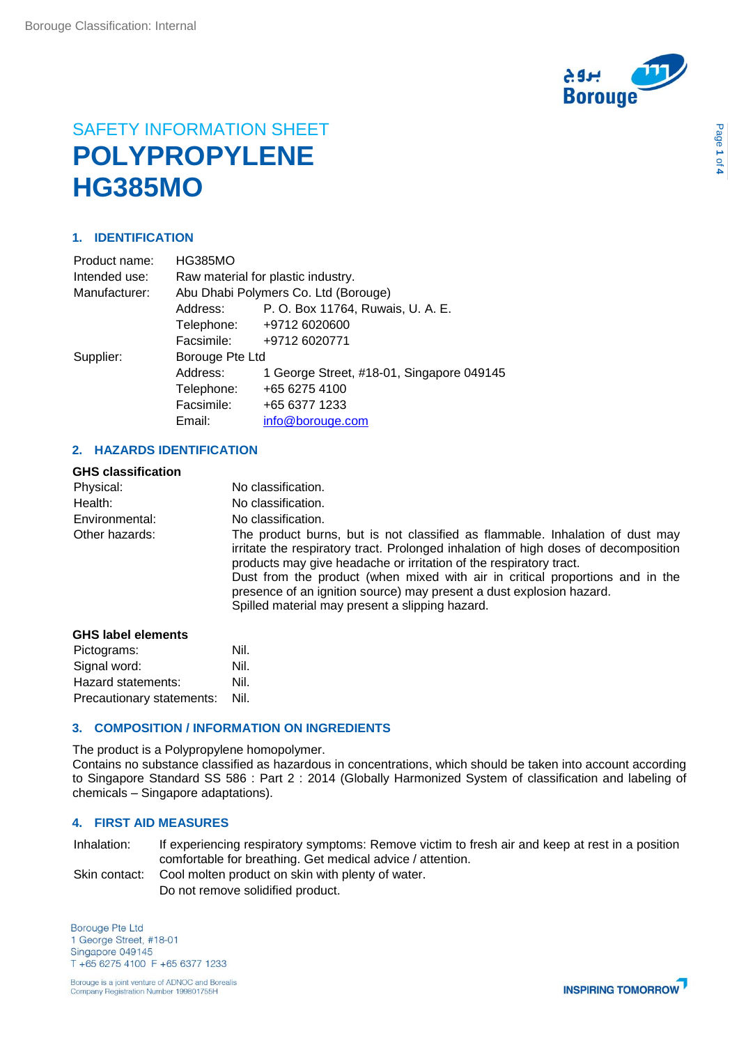Borouge Classification: Internal

SAFETY INFORMATION SHEET

# POLYPROPYLENE HG385MO

## 1. IDENTIFICATION

| | | |
|---|---|---|
| Product name: | HG385MO | |
| Intended use: | Raw material for plastic industry. | |
| Manufacturer: | Abu Dhabi Polymers Co. Ltd (Borouge) | |
| | Address: | P. O. Box 11764, Ruwais, U. A. E. |
| | Telephone: | +9712 6020600 |
| | Facsimile: | +9712 6020771 |
| Supplier: | Borouge Pte Ltd | |
| | Address: | 1 George Street, #18-01, Singapore 049145 |
| | Telephone: | +65 6275 4100 |
| | Facsimile: | +65 6377 1233 |
| | Email: | info@borouge.com |

## 2. HAZARDS IDENTIFICATION

**GHS classification**

| | |
|---|---|
| Physical: | No classification. |
| Health: | No classification. |
| Environmental: | No classification. |
| Other hazards: | The product burns, but is not classified as flammable. Inhalation of dust may irritate the respiratory tract. Prolonged inhalation of high doses of decomposition products may give headache or irritation of the respiratory tract.<br>Dust from the product (when mixed with air in critical proportions and in the presence of an ignition source) may present a dust explosion hazard.<br>Spilled material may present a slipping hazard. |

**GHS label elements**

| | |
|---|---|
| Pictograms: | Nil. |
| Signal word: | Nil. |
| Hazard statements: | Nil. |
| Precautionary statements: | Nil. |

## 3. COMPOSITION / INFORMATION ON INGREDIENTS

The product is a Polypropylene homopolymer.
Contains no substance classified as hazardous in concentrations, which should be taken into account according to Singapore Standard SS 586 : Part 2 : 2014 (Globally Harmonized System of classification and labeling of chemicals – Singapore adaptations).

## 4. FIRST AID MEASURES

| | |
|---|---|
| Inhalation: | If experiencing respiratory symptoms: Remove victim to fresh air and keep at rest in a position comfortable for breathing. Get medical advice / attention. |
| Skin contact: | Cool molten product on skin with plenty of water.<br>Do not remove solidified product. |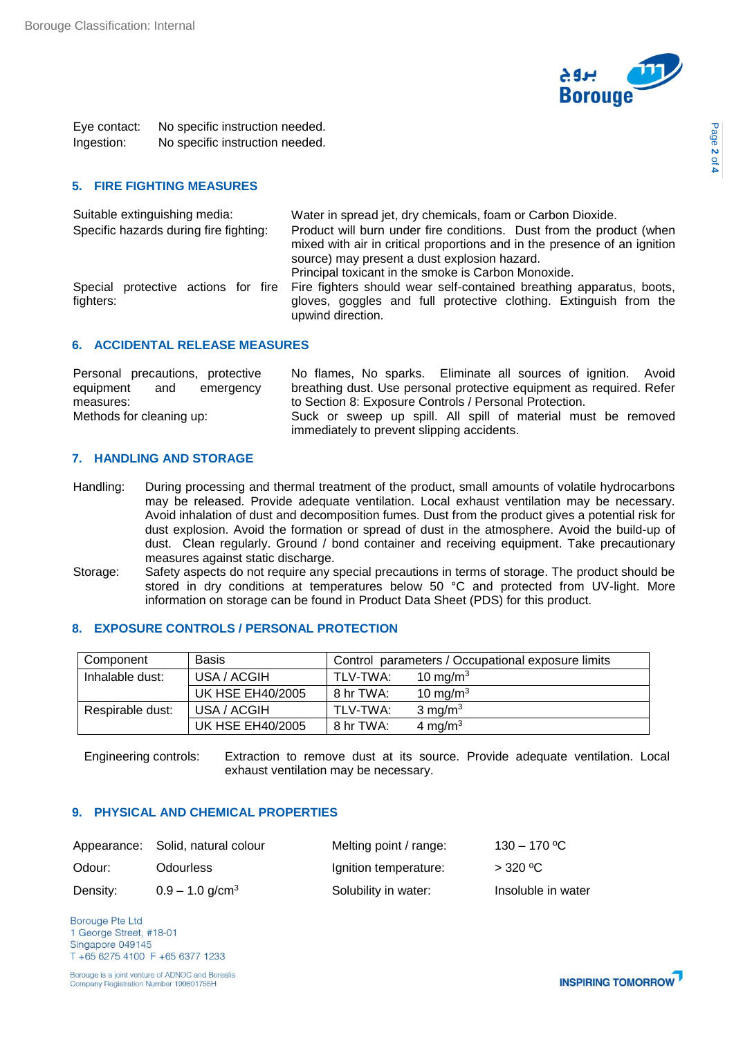Eye contact: No specific instruction needed.
Ingestion: No specific instruction needed.

## 5. FIRE FIGHTING MEASURES

| | |
|---|---|
| Suitable extinguishing media: | Water in spread jet, dry chemicals, foam or Carbon Dioxide. |
| Specific hazards during fire fighting: | Product will burn under fire conditions. Dust from the product (when mixed with air in critical proportions and in the presence of an ignition source) may present a dust explosion hazard. Principal toxicant in the smoke is Carbon Monoxide. |
| Special protective actions for fire fighters: | Fire fighters should wear self-contained breathing apparatus, boots, gloves, goggles and full protective clothing. Extinguish from the upwind direction. |

## 6. ACCIDENTAL RELEASE MEASURES

| | |
|---|---|
| Personal precautions, protective equipment and emergency measures: | No flames, No sparks. Eliminate all sources of ignition. Avoid breathing dust. Use personal protective equipment as required. Refer to Section 8: Exposure Controls / Personal Protection. |
| Methods for cleaning up: | Suck or sweep up spill. All spill of material must be removed immediately to prevent slipping accidents. |

## 7. HANDLING AND STORAGE

Handling: During processing and thermal treatment of the product, small amounts of volatile hydrocarbons may be released. Provide adequate ventilation. Local exhaust ventilation may be necessary. Avoid inhalation of dust and decomposition fumes. Dust from the product gives a potential risk for dust explosion. Avoid the formation or spread of dust in the atmosphere. Avoid the build-up of dust. Clean regularly. Ground / bond container and receiving equipment. Take precautionary measures against static discharge.

Storage: Safety aspects do not require any special precautions in terms of storage. The product should be stored in dry conditions at temperatures below 50 °C and protected from UV-light. More information on storage can be found in Product Data Sheet (PDS) for this product.

## 8. EXPOSURE CONTROLS / PERSONAL PROTECTION

| Component | Basis | Control parameters / Occupational exposure limits | |
|---|---|---|---|
| Inhalable dust: | USA / ACGIH | TLV-TWA: | 10 mg/m$^3$ |
| | UK HSE EH40/2005 | 8 hr TWA: | 10 mg/m$^3$ |
| Respirable dust: | USA / ACGIH | TLV-TWA: | 3 mg/m$^3$ |
| | UK HSE EH40/2005 | 8 hr TWA: | 4 mg/m$^3$ |

Engineering controls: Extraction to remove dust at its source. Provide adequate ventilation. Local exhaust ventilation may be necessary.

## 9. PHYSICAL AND CHEMICAL PROPERTIES

| | | | |
|---|---|---|---|
| Appearance: | Solid, natural colour | Melting point / range: | 130 – 170 ºC |
| Odour: | Odourless | Ignition temperature: | > 320 ºC |
| Density: | 0.9 – 1.0 g/cm$^3$ | Solubility in water: | Insoluble in water |

Borouge Pte Ltd
1 George Street, #18-01
Singapore 049145
T +65 6275 4100 F +65 6377 1233

Borouge is a joint venture of ADNOC and Borealis
Company Registration Number 199801755H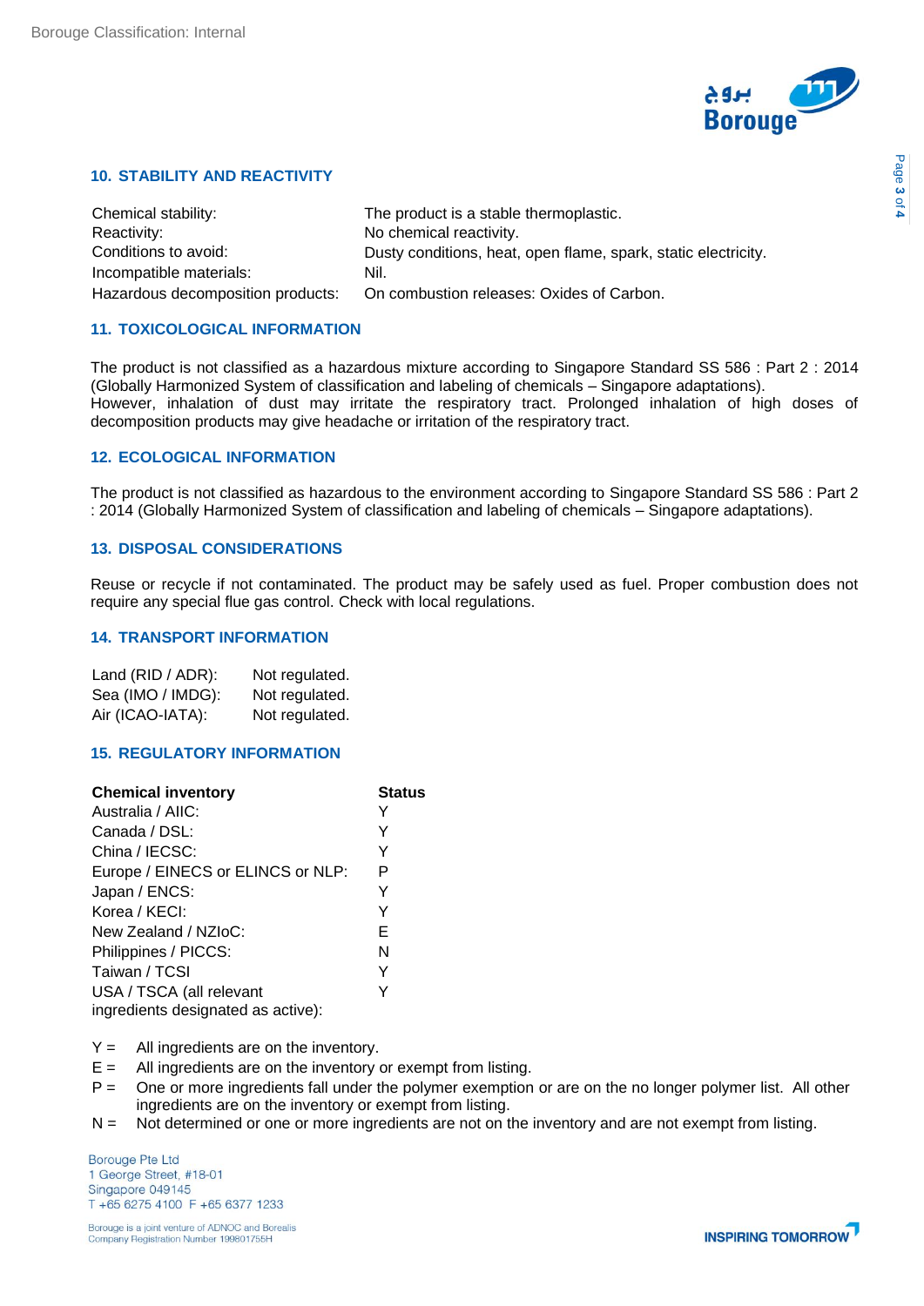## 10. STABILITY AND REACTIVITY

| | |
|---|---|
| Chemical stability: | The product is a stable thermoplastic. |
| Reactivity: | No chemical reactivity. |
| Conditions to avoid: | Dusty conditions, heat, open flame, spark, static electricity. |
| Incompatible materials: | Nil. |
| Hazardous decomposition products: | On combustion releases: Oxides of Carbon. |

## 11. TOXICOLOGICAL INFORMATION

The product is not classified as a hazardous mixture according to Singapore Standard SS 586 : Part 2 : 2014 (Globally Harmonized System of classification and labeling of chemicals – Singapore adaptations).
However, inhalation of dust may irritate the respiratory tract. Prolonged inhalation of high doses of decomposition products may give headache or irritation of the respiratory tract.

## 12. ECOLOGICAL INFORMATION

The product is not classified as hazardous to the environment according to Singapore Standard SS 586 : Part 2 : 2014 (Globally Harmonized System of classification and labeling of chemicals – Singapore adaptations).

## 13. DISPOSAL CONSIDERATIONS

Reuse or recycle if not contaminated. The product may be safely used as fuel. Proper combustion does not require any special flue gas control. Check with local regulations.

## 14. TRANSPORT INFORMATION

| | |
|---|---|
| Land (RID / ADR): | Not regulated. |
| Sea (IMO / IMDG): | Not regulated. |
| Air (ICAO-IATA): | Not regulated. |

## 15. REGULATORY INFORMATION

| **Chemical inventory** | **Status** |
|---|---|
| Australia / AIIC: | Y |
| Canada / DSL: | Y |
| China / IECSC: | Y |
| Europe / EINECS or ELINCS or NLP: | P |
| Japan / ENCS: | Y |
| Korea / KECI: | Y |
| New Zealand / NZIoC: | E |
| Philippines / PICCS: | N |
| Taiwan / TCSI | Y |
| USA / TSCA (all relevant ingredients designated as active): | Y |

Y = All ingredients are on the inventory.
E = All ingredients are on the inventory or exempt from listing.
P = One or more ingredients fall under the polymer exemption or are on the no longer polymer list. All other ingredients are on the inventory or exempt from listing.
N = Not determined or one or more ingredients are not on the inventory and are not exempt from listing.

Borouge Pte Ltd
1 George Street, #18-01
Singapore 049145
T +65 6275 4100 F +65 6377 1233

Borouge is a joint venture of ADNOC and Borealis
Company Registration Number 199801755H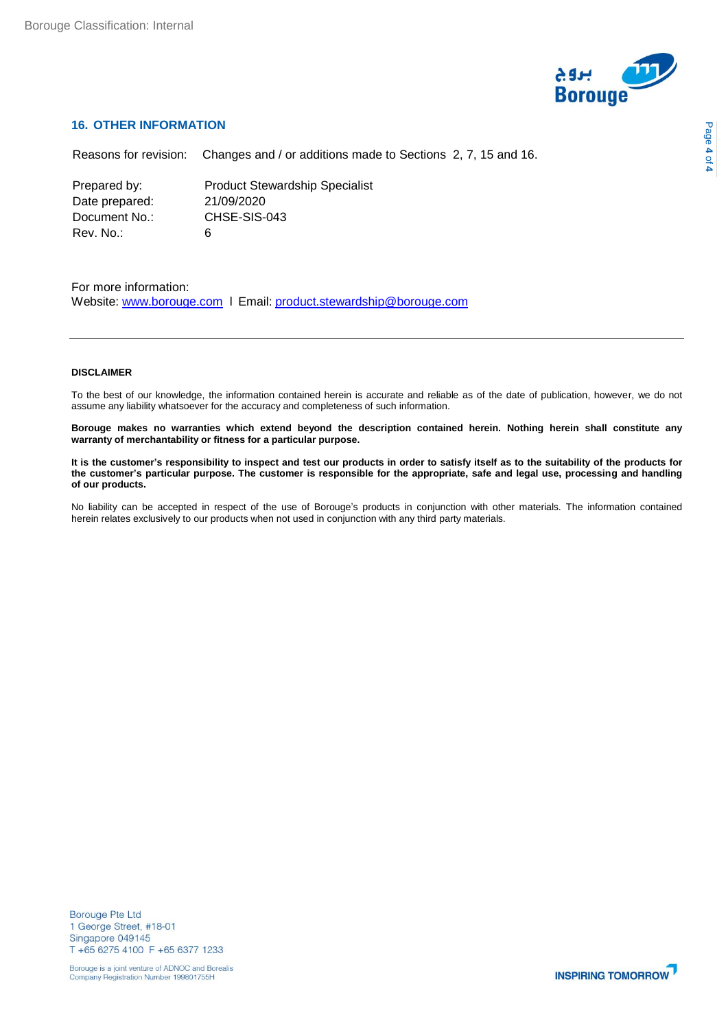## 16. OTHER INFORMATION

Reasons for revision: Changes and / or additions made to Sections 2, 7, 15 and 16.

| | |
|---|---|
| Prepared by: | Product Stewardship Specialist |
| Date prepared: | 21/09/2020 |
| Document No.: | CHSE-SIS-043 |
| Rev. No.: | 6 |

For more information:
Website: www.borouge.com I Email: product.stewardship@borouge.com

---

**DISCLAIMER**

To the best of our knowledge, the information contained herein is accurate and reliable as of the date of publication, however, we do not assume any liability whatsoever for the accuracy and completeness of such information.

**Borouge makes no warranties which extend beyond the description contained herein. Nothing herein shall constitute any warranty of merchantability or fitness for a particular purpose.**

**It is the customer's responsibility to inspect and test our products in order to satisfy itself as to the suitability of the products for the customer's particular purpose. The customer is responsible for the appropriate, safe and legal use, processing and handling of our products.**

No liability can be accepted in respect of the use of Borouge's products in conjunction with other materials. The information contained herein relates exclusively to our products when not used in conjunction with any third party materials.

Borouge Pte Ltd
1 George Street, #18-01
Singapore 049145
T +65 6275 4100 F +65 6377 1233

Borouge is a joint venture of ADNOC and Borealis
Company Registration Number 199801755H

INSPIRING TOMORROW